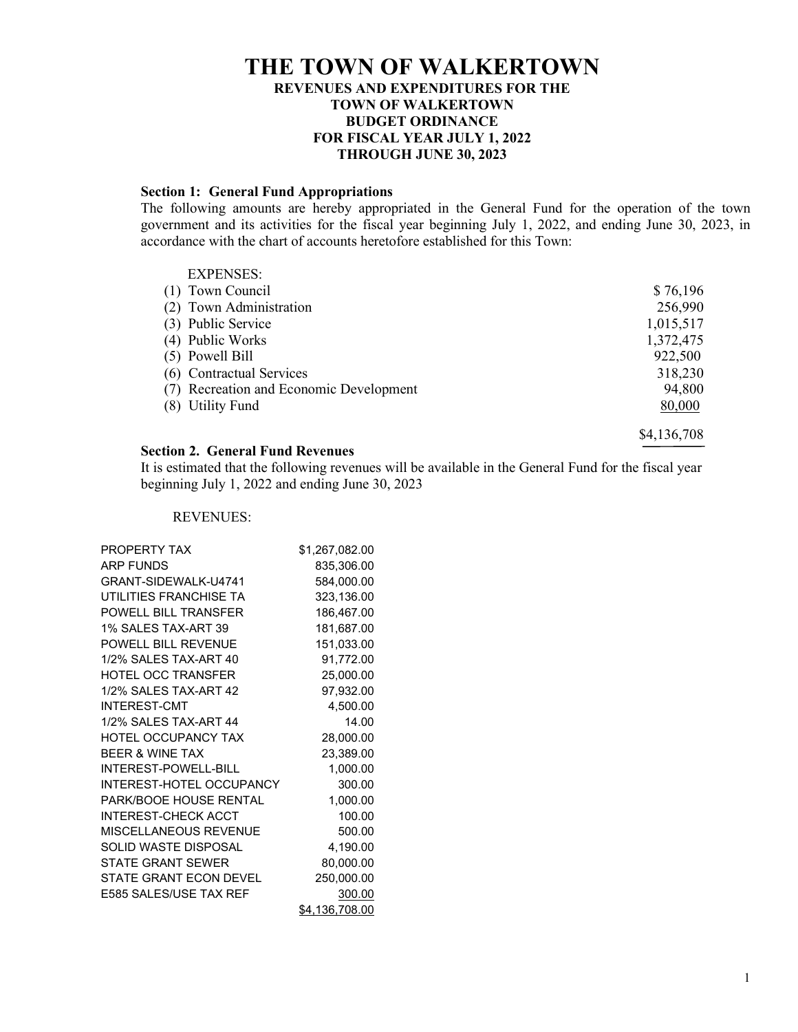# THE TOWN OF WALKERTOWN

**REVENUES AND EXPENDITURES FOR THE**
**TOWN OF WALKERTOWN**
**BUDGET ORDINANCE**
**FOR FISCAL YEAR JULY 1, 2022**
**THROUGH JUNE 30, 2023**

**Section 1: General Fund Appropriations**

The following amounts are hereby appropriated in the General Fund for the operation of the town government and its activities for the fiscal year beginning July 1, 2022, and ending June 30, 2023, in accordance with the chart of accounts heretofore established for this Town:

| EXPENSES: | |
|---|---|
| (1) Town Council | $ 76,196 |
| (2) Town Administration | 256,990 |
| (3) Public Service | 1,015,517 |
| (4) Public Works | 1,372,475 |
| (5) Powell Bill | 922,500 |
| (6) Contractual Services | 318,230 |
| (7) Recreation and Economic Development | 94,800 |
| (8) Utility Fund | 80,000 |
| | $4,136,708 |

**Section 2. General Fund Revenues**

It is estimated that the following revenues will be available in the General Fund for the fiscal year beginning July 1, 2022 and ending June 30, 2023

REVENUES:

| | |
|---|---|
| PROPERTY TAX | $1,267,082.00 |
| ARP FUNDS | 835,306.00 |
| GRANT-SIDEWALK-U4741 | 584,000.00 |
| UTILITIES FRANCHISE TA | 323,136.00 |
| POWELL BILL TRANSFER | 186,467.00 |
| 1% SALES TAX-ART 39 | 181,687.00 |
| POWELL BILL REVENUE | 151,033.00 |
| 1/2% SALES TAX-ART 40 | 91,772.00 |
| HOTEL OCC TRANSFER | 25,000.00 |
| 1/2% SALES TAX-ART 42 | 97,932.00 |
| INTEREST-CMT | 4,500.00 |
| 1/2% SALES TAX-ART 44 | 14.00 |
| HOTEL OCCUPANCY TAX | 28,000.00 |
| BEER & WINE TAX | 23,389.00 |
| INTEREST-POWELL-BILL | 1,000.00 |
| INTEREST-HOTEL OCCUPANCY | 300.00 |
| PARK/BOOE HOUSE RENTAL | 1,000.00 |
| INTEREST-CHECK ACCT | 100.00 |
| MISCELLANEOUS REVENUE | 500.00 |
| SOLID WASTE DISPOSAL | 4,190.00 |
| STATE GRANT SEWER | 80,000.00 |
| STATE GRANT ECON DEVEL | 250,000.00 |
| E585 SALES/USE TAX REF | 300.00 |
| | $4,136,708.00 |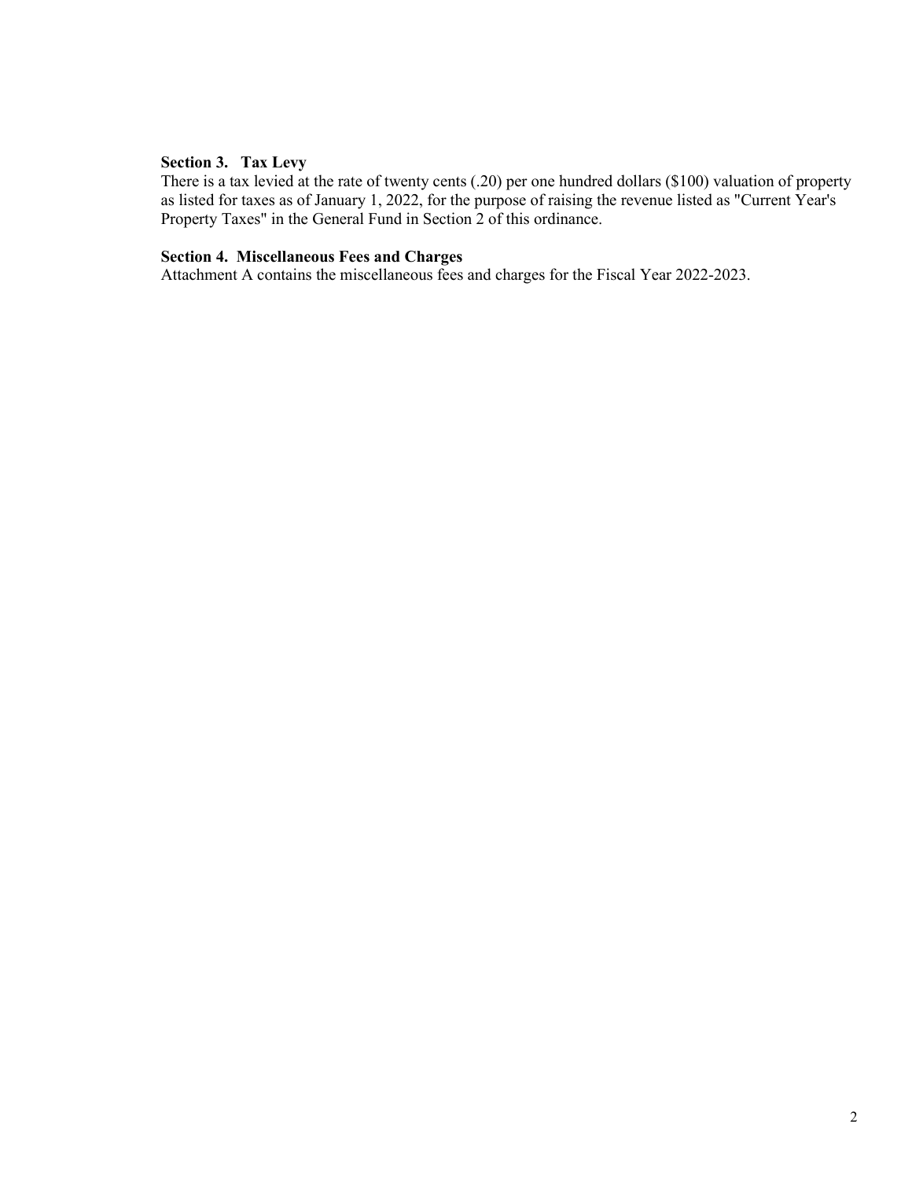**Section 3. Tax Levy**

There is a tax levied at the rate of twenty cents (.20) per one hundred dollars ($100) valuation of property as listed for taxes as of January 1, 2022, for the purpose of raising the revenue listed as "Current Year's Property Taxes" in the General Fund in Section 2 of this ordinance.

**Section 4. Miscellaneous Fees and Charges**

Attachment A contains the miscellaneous fees and charges for the Fiscal Year 2022-2023.